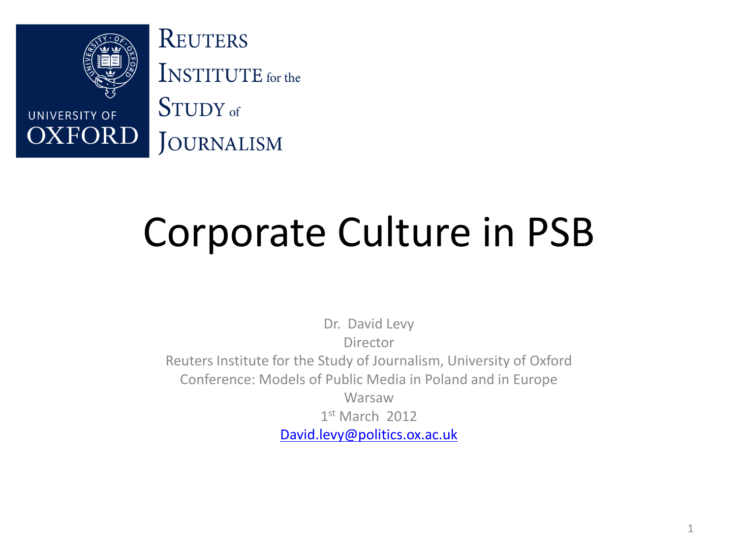UNIVERSITY OF OXFORD

REUTERS INSTITUTE for the STUDY of JOURNALISM

# Corporate Culture in PSB

Dr. David Levy

Director

Reuters Institute for the Study of Journalism, University of Oxford

Conference: Models of Public Media in Poland and in Europe

Warsaw

1st March 2012

David.levy@politics.ox.ac.uk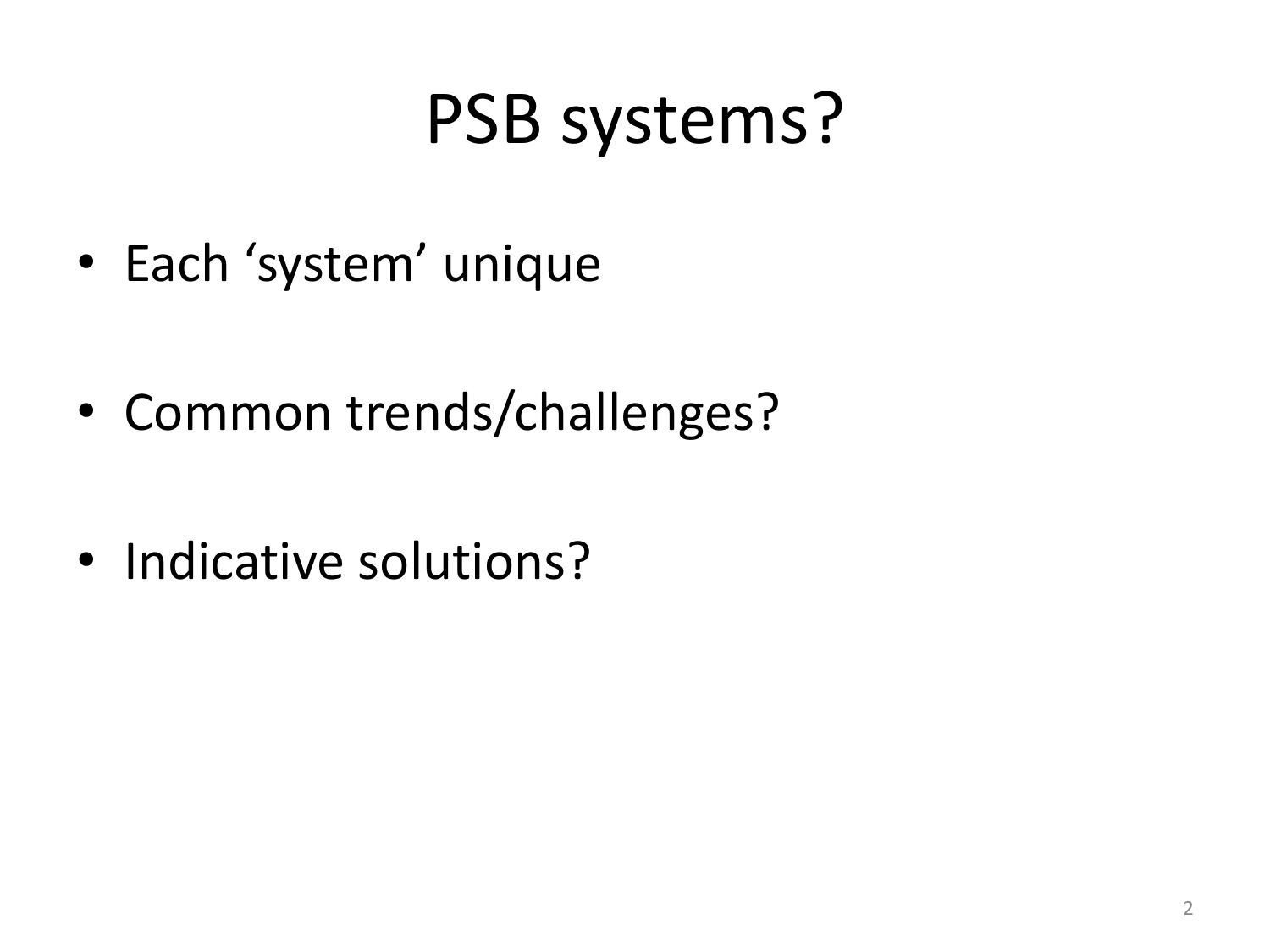# PSB systems?

- Each ‘system’ unique
- Common trends/challenges?
- Indicative solutions?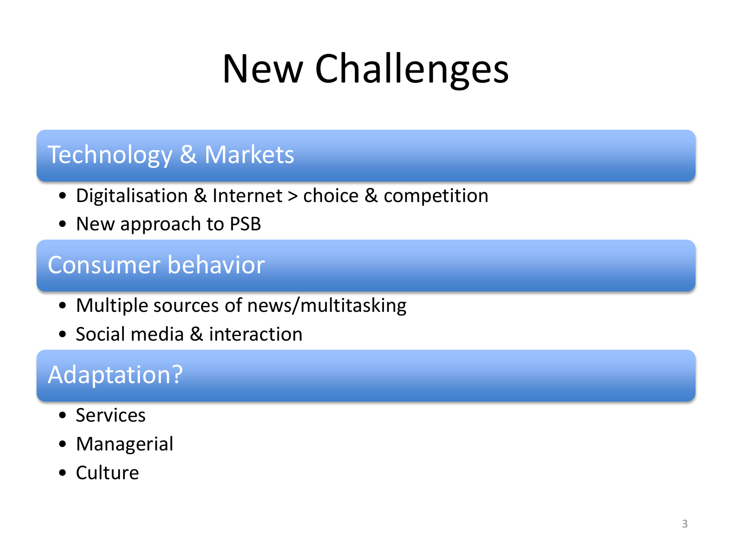# New Challenges

## Technology & Markets

- Digitalisation & Internet > choice & competition
- New approach to PSB

## Consumer behavior

- Multiple sources of news/multitasking
- Social media & interaction

## Adaptation?

- Services
- Managerial
- Culture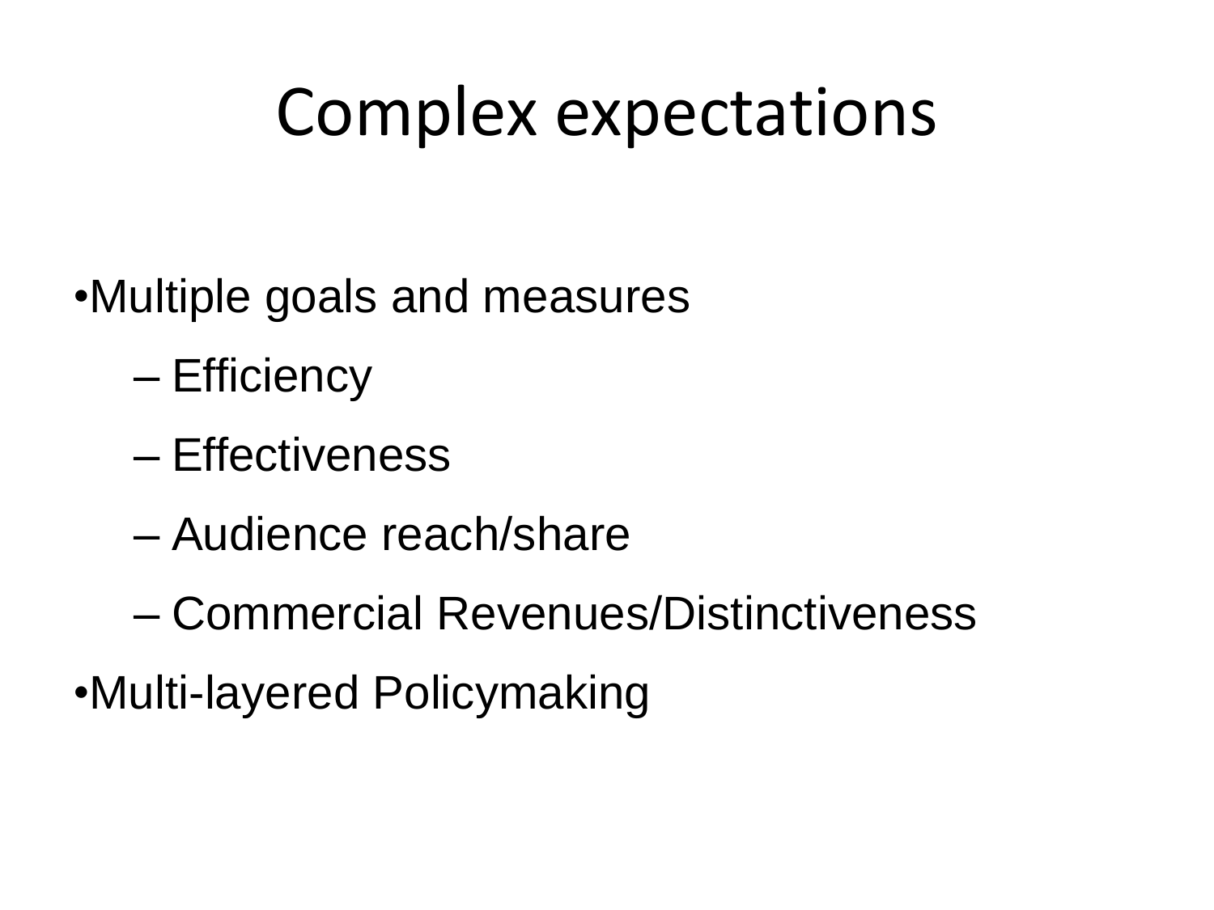# Complex expectations

- Multiple goals and measures
  - Efficiency
  - Effectiveness
  - Audience reach/share
  - Commercial Revenues/Distinctiveness
- Multi-layered Policymaking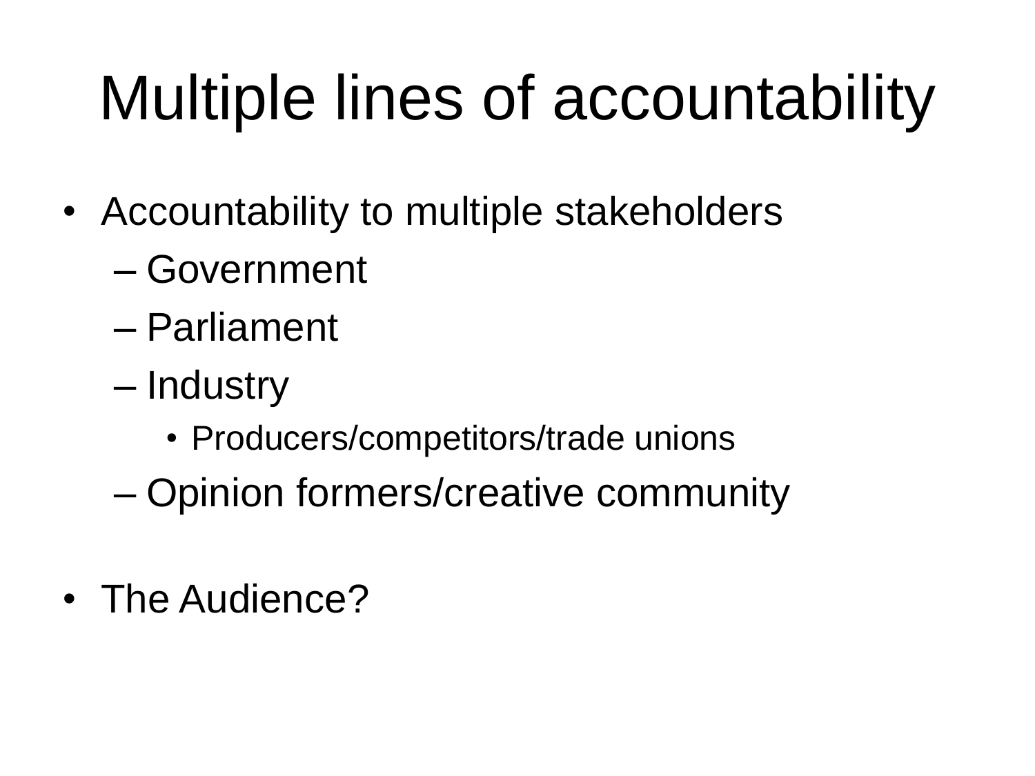# Multiple lines of accountability

- Accountability to multiple stakeholders
  - Government
  - Parliament
  - Industry
    - Producers/competitors/trade unions
  - Opinion formers/creative community

- The Audience?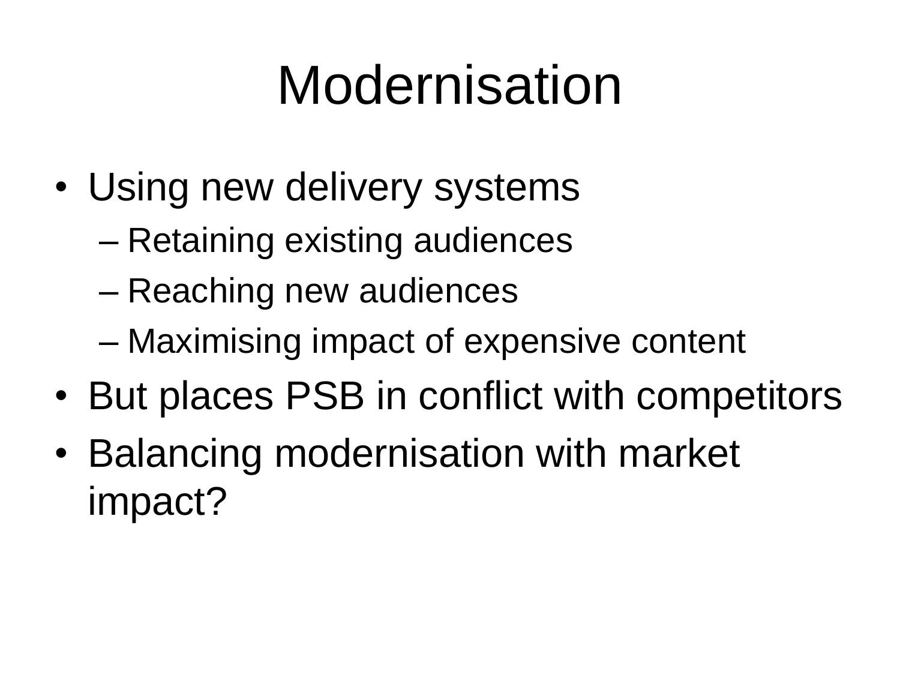# Modernisation

- Using new delivery systems
  - Retaining existing audiences
  - Reaching new audiences
  - Maximising impact of expensive content
- But places PSB in conflict with competitors
- Balancing modernisation with market impact?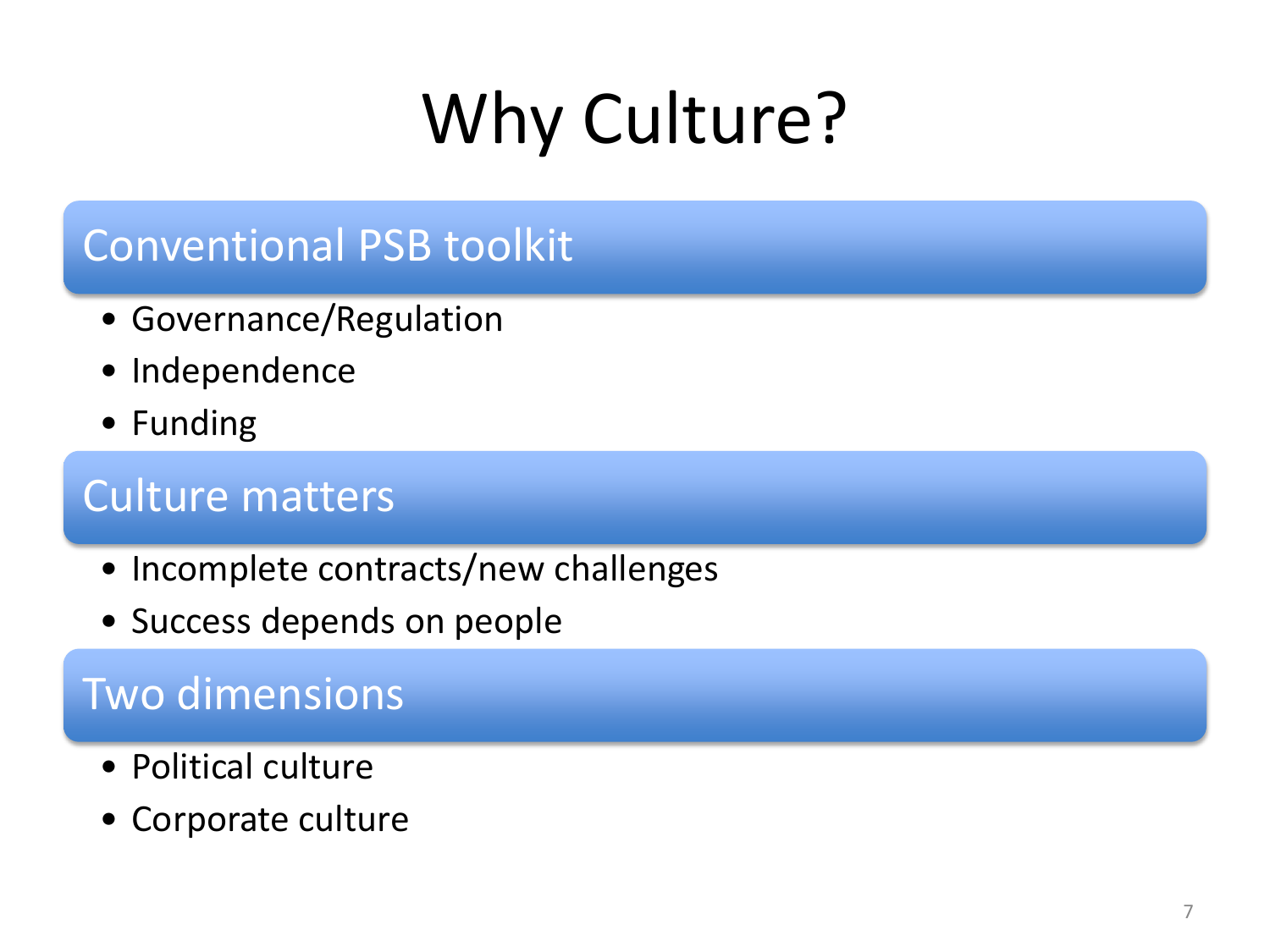# Why Culture?

## Conventional PSB toolkit

- Governance/Regulation
- Independence
- Funding

## Culture matters

- Incomplete contracts/new challenges
- Success depends on people

## Two dimensions

- Political culture
- Corporate culture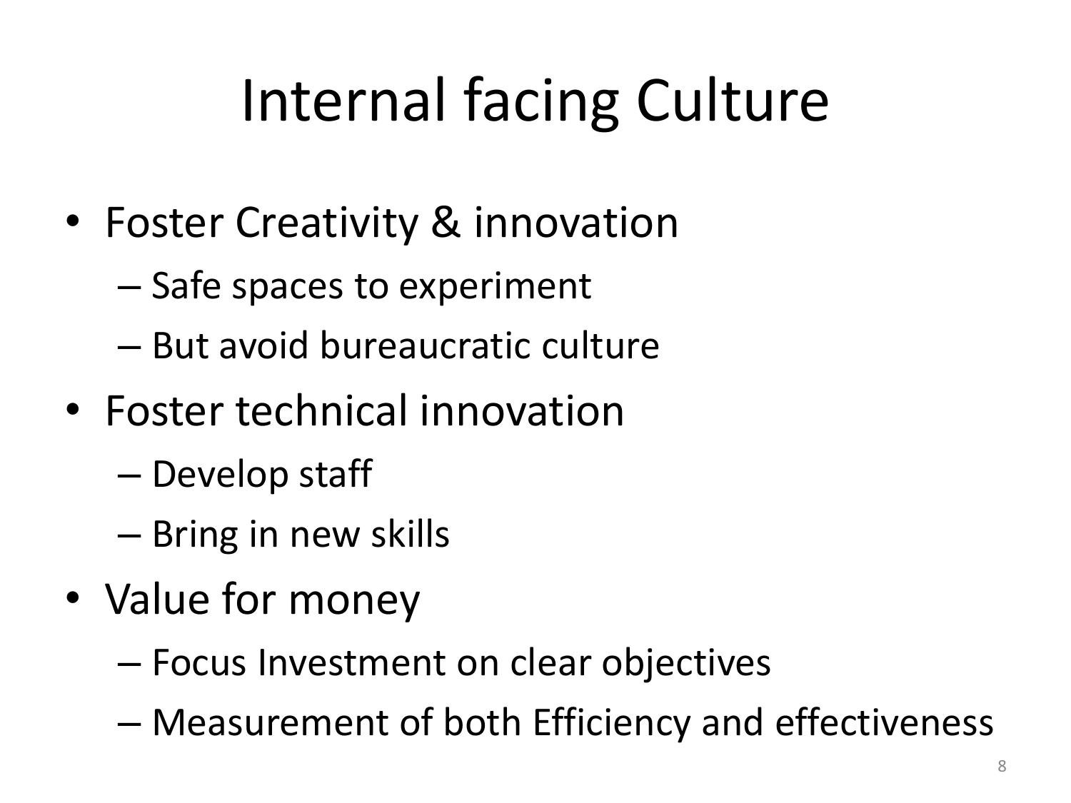# Internal facing Culture

- Foster Creativity & innovation
  - Safe spaces to experiment
  - But avoid bureaucratic culture
- Foster technical innovation
  - Develop staff
  - Bring in new skills
- Value for money
  - Focus Investment on clear objectives
  - Measurement of both Efficiency and effectiveness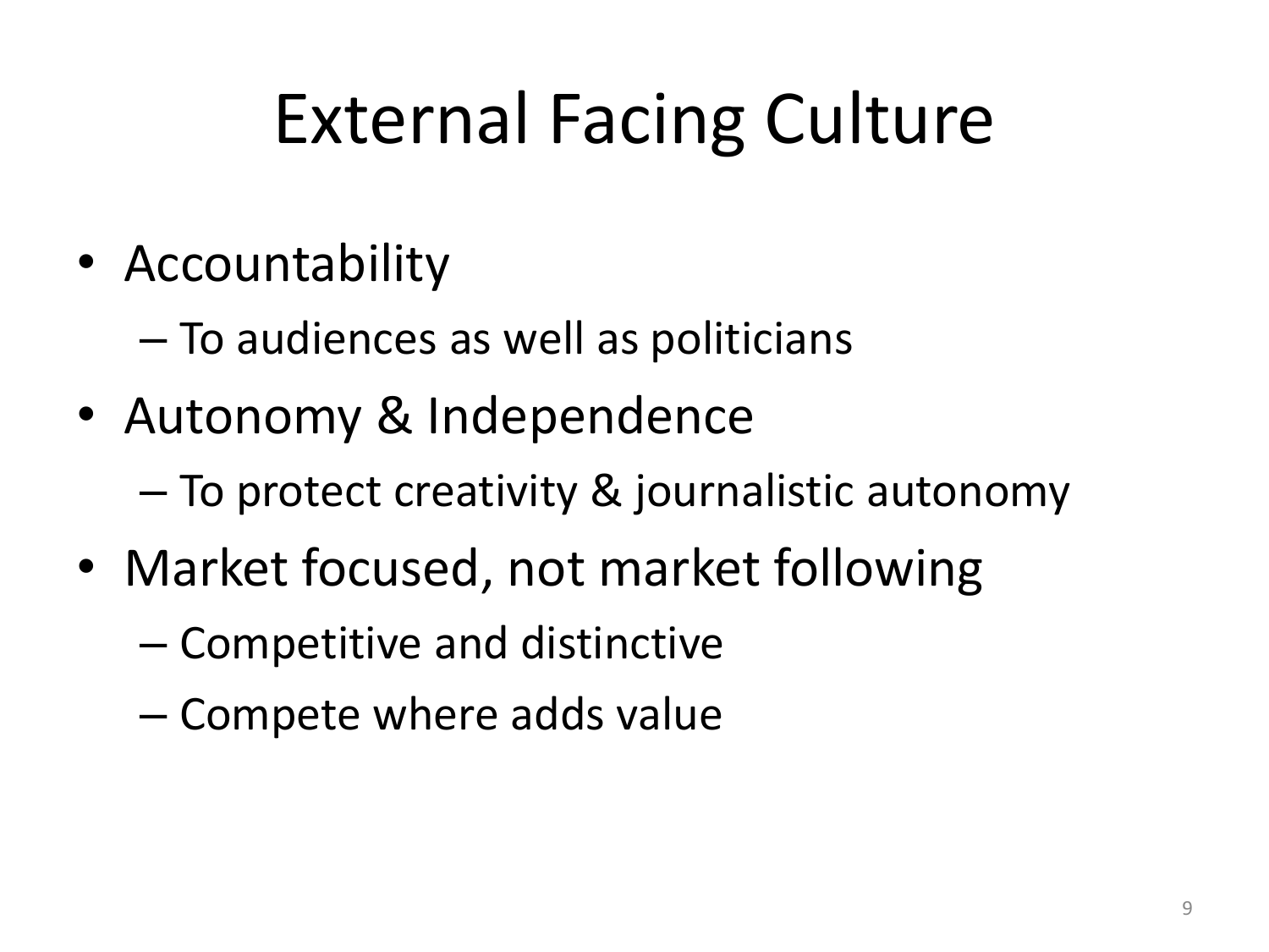# External Facing Culture

- Accountability
  - To audiences as well as politicians
- Autonomy & Independence
  - To protect creativity & journalistic autonomy
- Market focused, not market following
  - Competitive and distinctive
  - Compete where adds value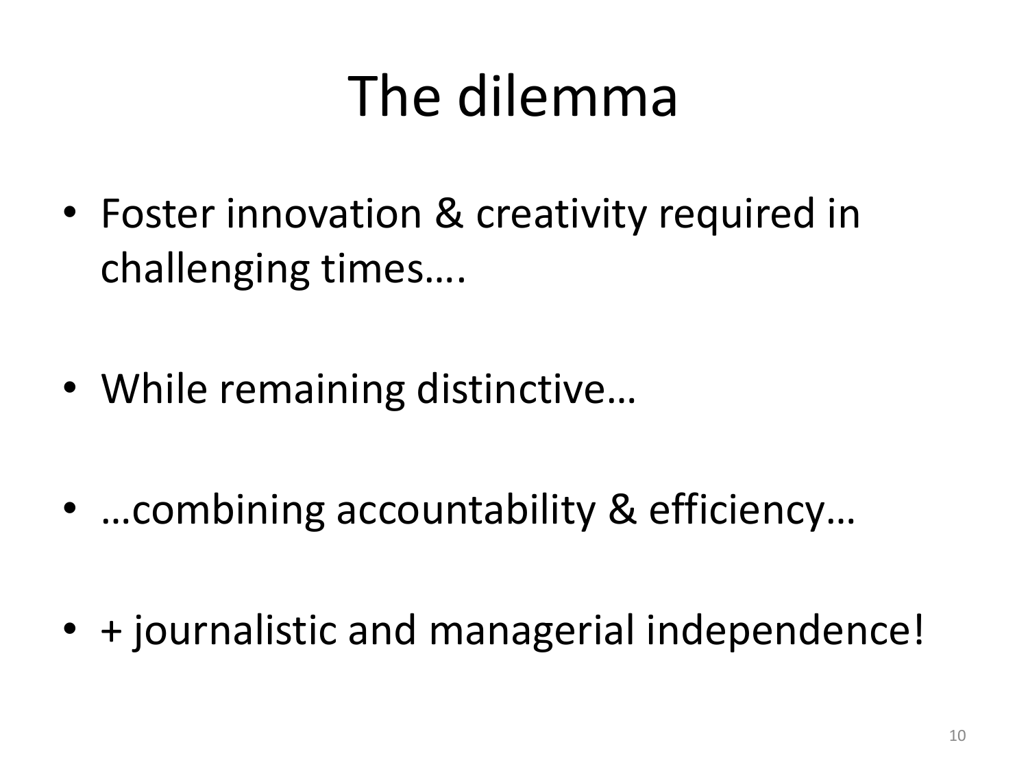# The dilemma

- Foster innovation & creativity required in challenging times….
- While remaining distinctive…
- …combining accountability & efficiency…
- + journalistic and managerial independence!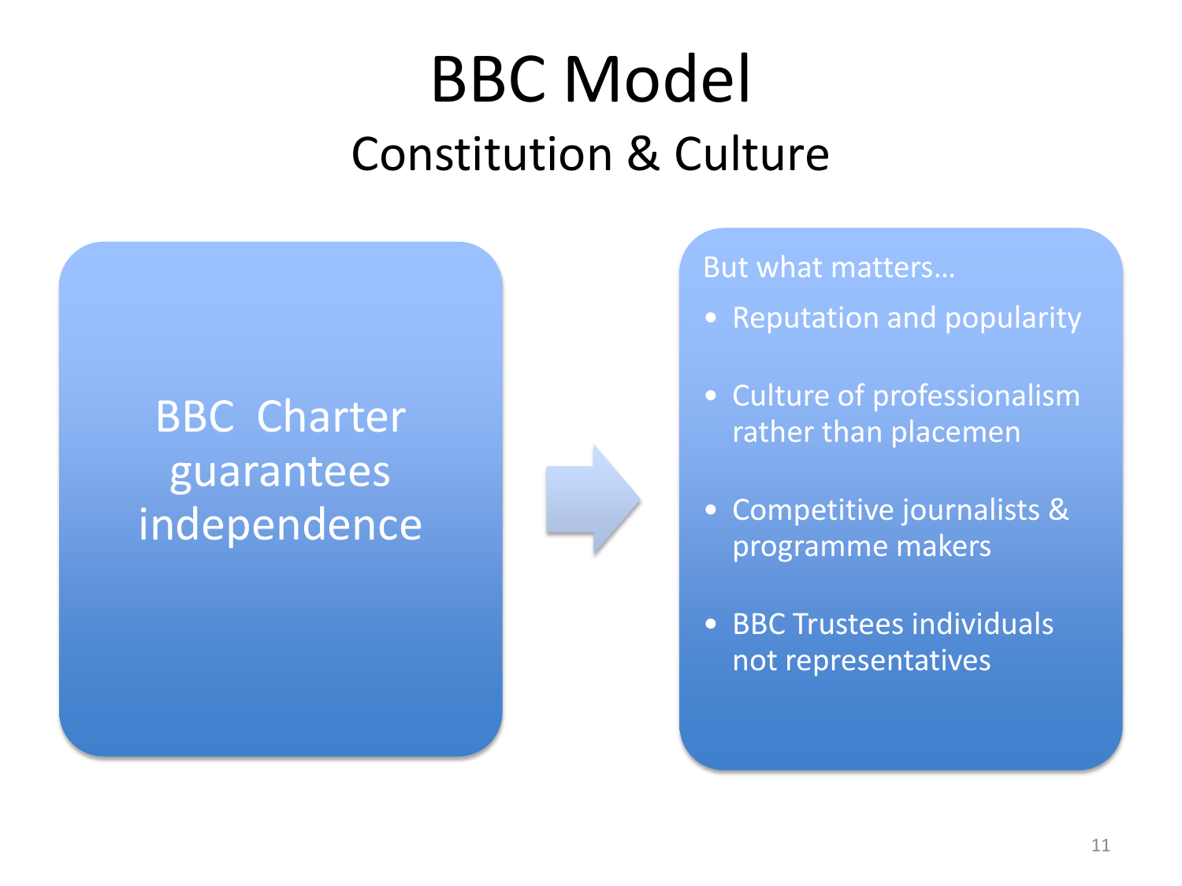# BBC Model

## Constitution & Culture

BBC Charter guarantees independence

But what matters…

- Reputation and popularity
- Culture of professionalism rather than placemen
- Competitive journalists & programme makers
- BBC Trustees individuals not representatives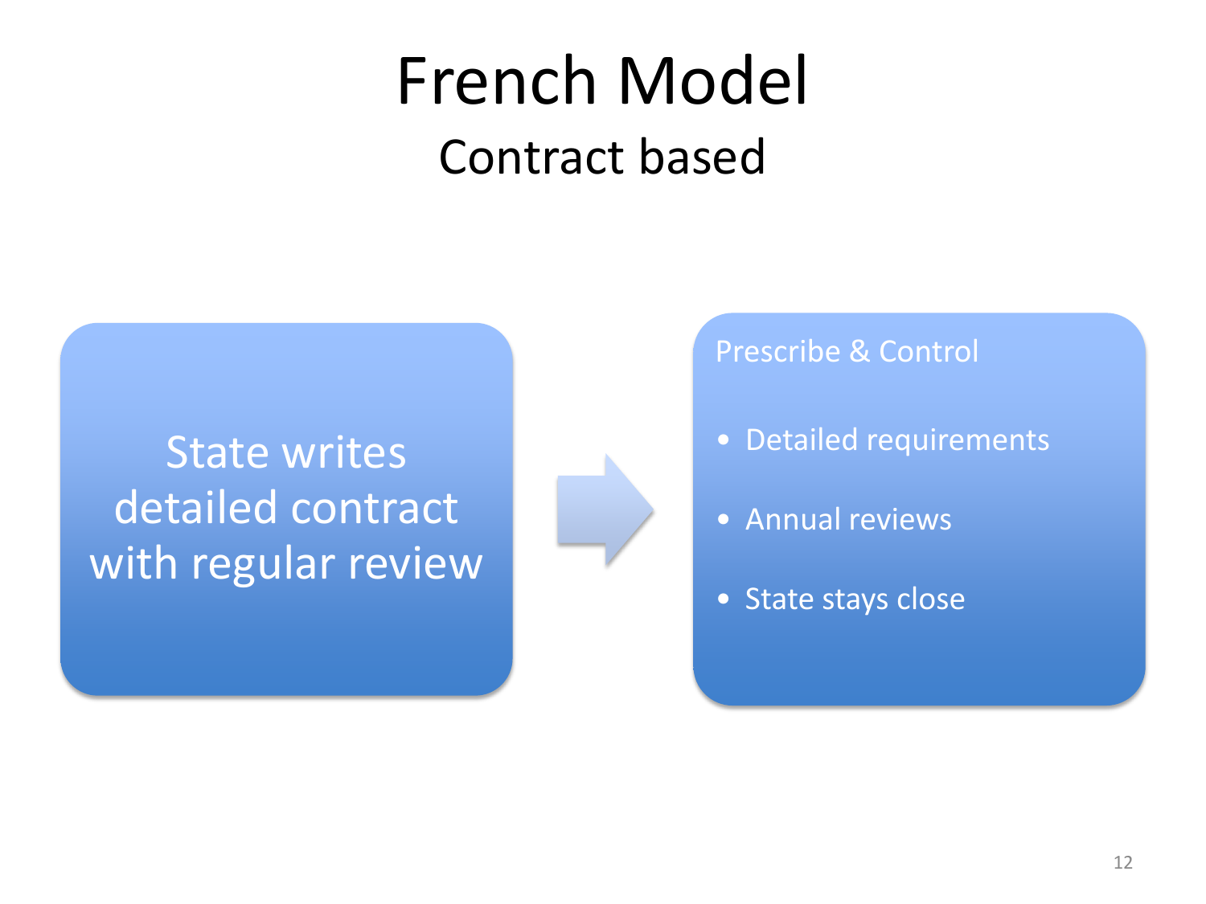# French Model

## Contract based

State writes detailed contract with regular review

Prescribe & Control

- Detailed requirements
- Annual reviews
- State stays close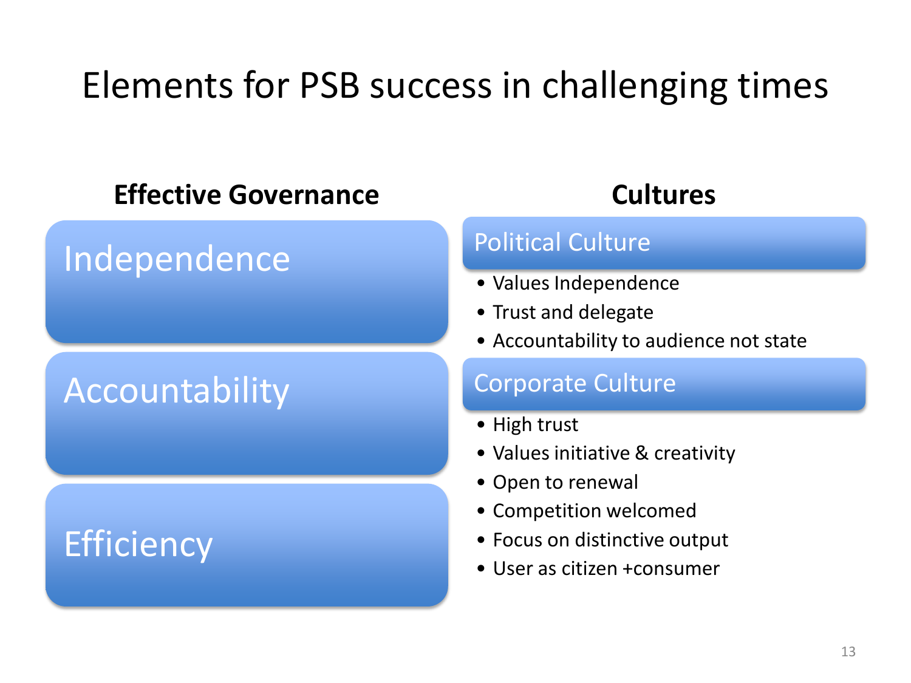# Elements for PSB success in challenging times

## Effective Governance

### Independence

### Accountability

### Efficiency

## Cultures

### Political Culture

- Values Independence
- Trust and delegate
- Accountability to audience not state

### Corporate Culture

- High trust
- Values initiative & creativity
- Open to renewal
- Competition welcomed
- Focus on distinctive output
- User as citizen +consumer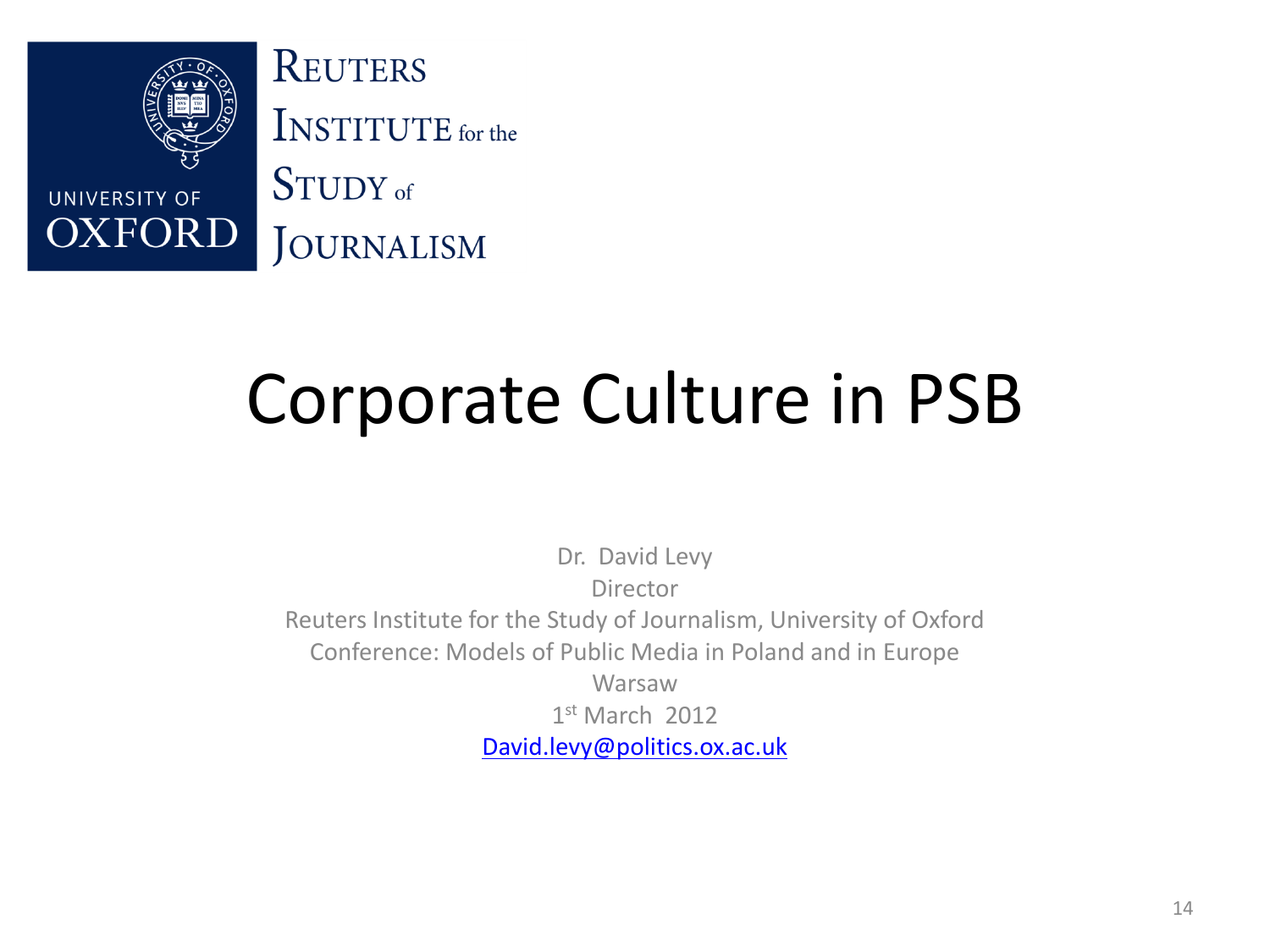REUTERS INSTITUTE for the STUDY of JOURNALISM

UNIVERSITY OF OXFORD

# Corporate Culture in PSB

Dr. David Levy

Director

Reuters Institute for the Study of Journalism, University of Oxford

Conference: Models of Public Media in Poland and in Europe

Warsaw

1st March 2012

David.levy@politics.ox.ac.uk